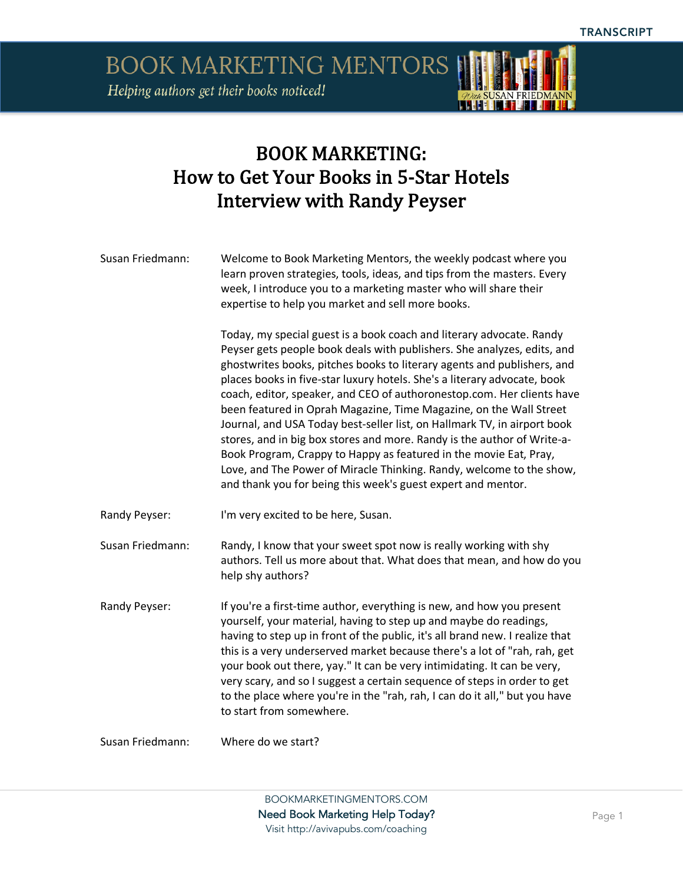# BOOK MARKETING:
# How to Get Your Books in 5-Star Hotels
# Interview with Randy Peyser

**Susan Friedmann:** Welcome to Book Marketing Mentors, the weekly podcast where you learn proven strategies, tools, ideas, and tips from the masters. Every week, I introduce you to a marketing master who will share their expertise to help you market and sell more books.

Today, my special guest is a book coach and literary advocate. Randy Peyser gets people book deals with publishers. She analyzes, edits, and ghostwrites books, pitches books to literary agents and publishers, and places books in five-star luxury hotels. She's a literary advocate, book coach, editor, speaker, and CEO of authoronestop.com. Her clients have been featured in Oprah Magazine, Time Magazine, on the Wall Street Journal, and USA Today best-seller list, on Hallmark TV, in airport book stores, and in big box stores and more. Randy is the author of Write-a-Book Program, Crappy to Happy as featured in the movie Eat, Pray, Love, and The Power of Miracle Thinking. Randy, welcome to the show, and thank you for being this week's guest expert and mentor.

**Randy Peyser:** I'm very excited to be here, Susan.

**Susan Friedmann:** Randy, I know that your sweet spot now is really working with shy authors. Tell us more about that. What does that mean, and how do you help shy authors?

**Randy Peyser:** If you're a first-time author, everything is new, and how you present yourself, your material, having to step up and maybe do readings, having to step up in front of the public, it's all brand new. I realize that this is a very underserved market because there's a lot of "rah, rah, get your book out there, yay." It can be very intimidating. It can be very, very scary, and so I suggest a certain sequence of steps in order to get to the place where you're in the "rah, rah, I can do it all," but you have to start from somewhere.

**Susan Friedmann:** Where do we start?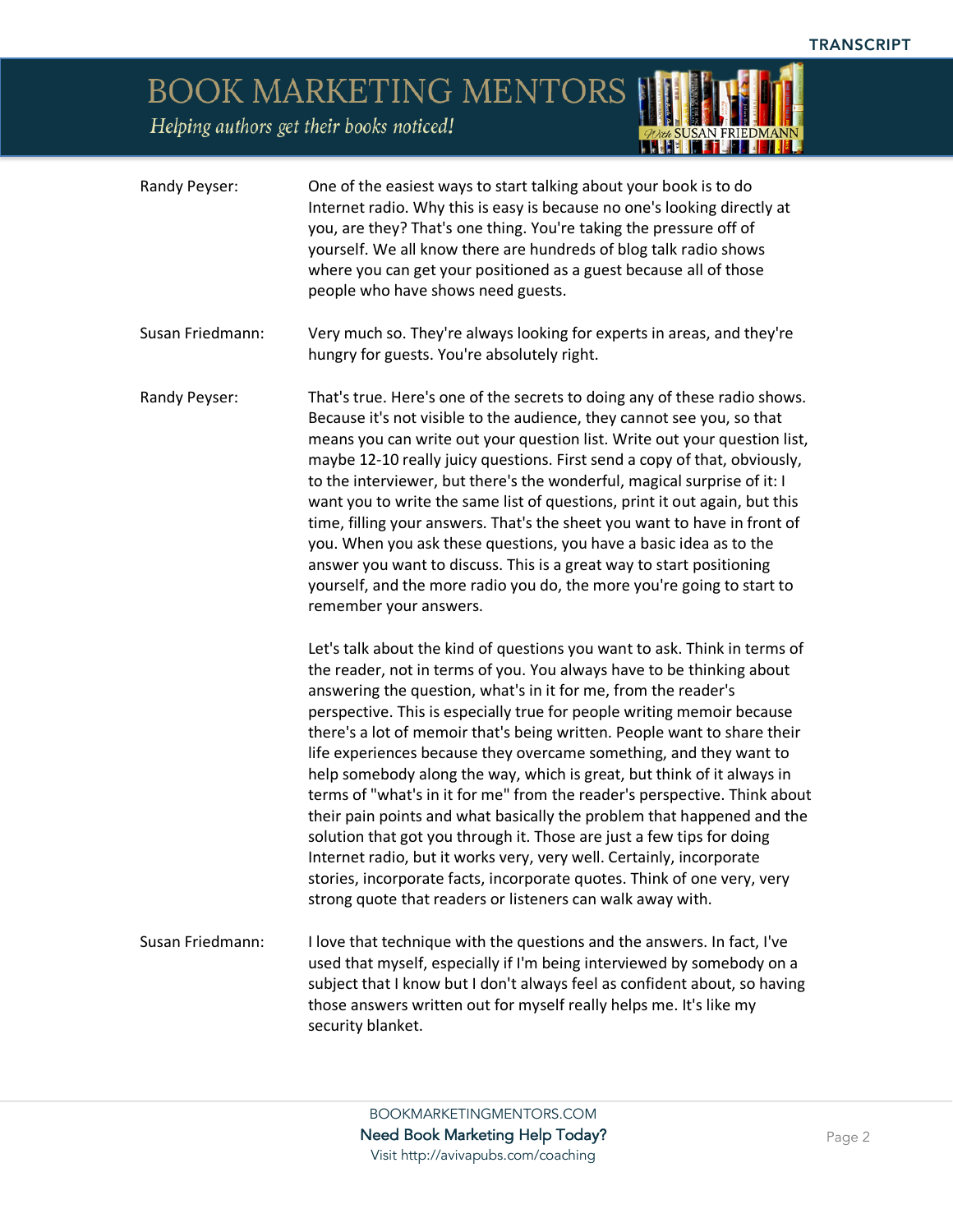**Randy Peyser:** One of the easiest ways to start talking about your book is to do Internet radio. Why this is easy is because no one's looking directly at you, are they? That's one thing. You're taking the pressure off of yourself. We all know there are hundreds of blog talk radio shows where you can get your positioned as a guest because all of those people who have shows need guests.

**Susan Friedmann:** Very much so. They're always looking for experts in areas, and they're hungry for guests. You're absolutely right.

**Randy Peyser:** That's true. Here's one of the secrets to doing any of these radio shows. Because it's not visible to the audience, they cannot see you, so that means you can write out your question list. Write out your question list, maybe 12-10 really juicy questions. First send a copy of that, obviously, to the interviewer, but there's the wonderful, magical surprise of it: I want you to write the same list of questions, print it out again, but this time, filling your answers. That's the sheet you want to have in front of you. When you ask these questions, you have a basic idea as to the answer you want to discuss. This is a great way to start positioning yourself, and the more radio you do, the more you're going to start to remember your answers.

Let's talk about the kind of questions you want to ask. Think in terms of the reader, not in terms of you. You always have to be thinking about answering the question, what's in it for me, from the reader's perspective. This is especially true for people writing memoir because there's a lot of memoir that's being written. People want to share their life experiences because they overcame something, and they want to help somebody along the way, which is great, but think of it always in terms of "what's in it for me" from the reader's perspective. Think about their pain points and what basically the problem that happened and the solution that got you through it. Those are just a few tips for doing Internet radio, but it works very, very well. Certainly, incorporate stories, incorporate facts, incorporate quotes. Think of one very, very strong quote that readers or listeners can walk away with.

**Susan Friedmann:** I love that technique with the questions and the answers. In fact, I've used that myself, especially if I'm being interviewed by somebody on a subject that I know but I don't always feel as confident about, so having those answers written out for myself really helps me. It's like my security blanket.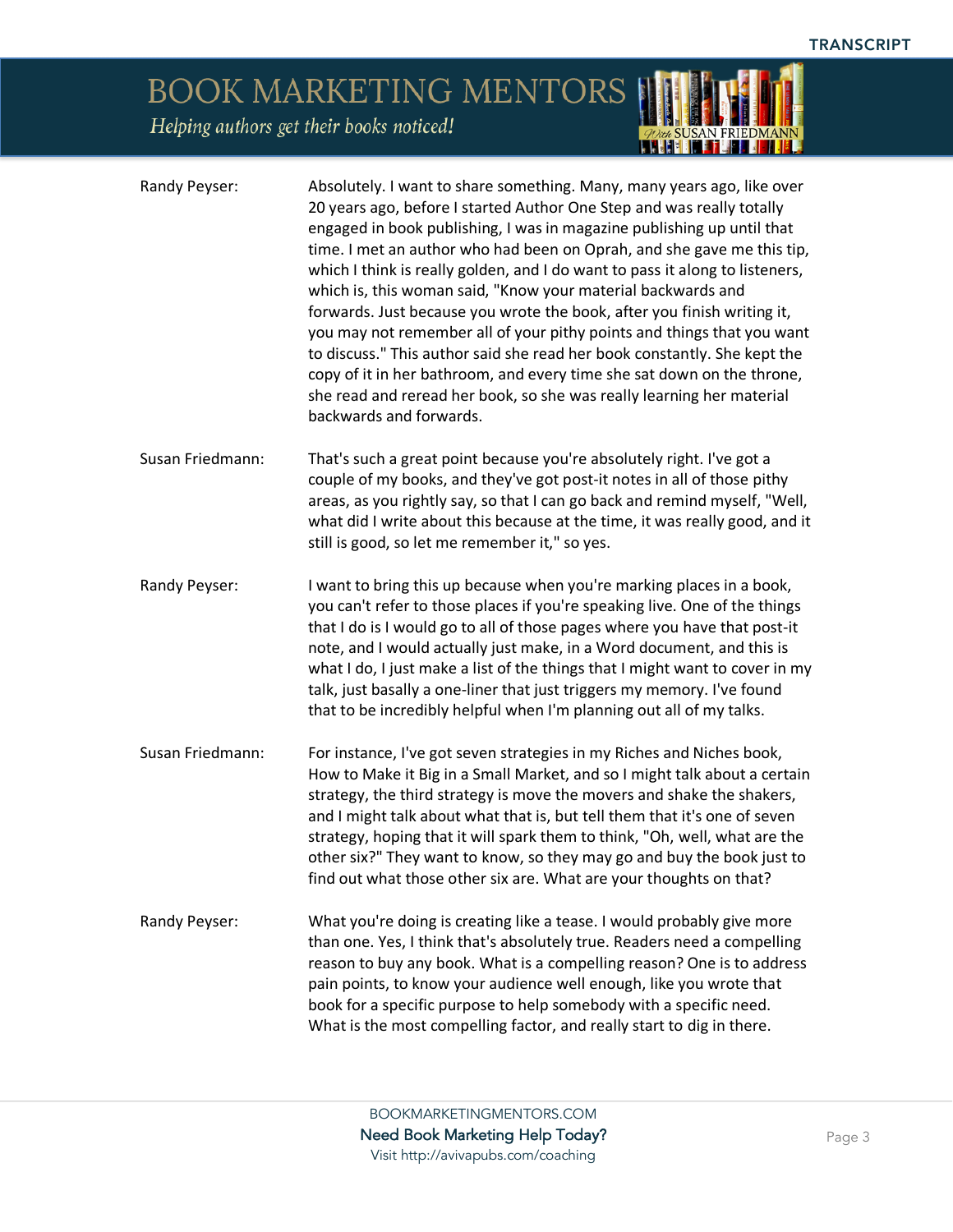**Randy Peyser:** Absolutely. I want to share something. Many, many years ago, like over 20 years ago, before I started Author One Step and was really totally engaged in book publishing, I was in magazine publishing up until that time. I met an author who had been on Oprah, and she gave me this tip, which I think is really golden, and I do want to pass it along to listeners, which is, this woman said, "Know your material backwards and forwards. Just because you wrote the book, after you finish writing it, you may not remember all of your pithy points and things that you want to discuss." This author said she read her book constantly. She kept the copy of it in her bathroom, and every time she sat down on the throne, she read and reread her book, so she was really learning her material backwards and forwards.

**Susan Friedmann:** That's such a great point because you're absolutely right. I've got a couple of my books, and they've got post-it notes in all of those pithy areas, as you rightly say, so that I can go back and remind myself, "Well, what did I write about this because at the time, it was really good, and it still is good, so let me remember it," so yes.

**Randy Peyser:** I want to bring this up because when you're marking places in a book, you can't refer to those places if you're speaking live. One of the things that I do is I would go to all of those pages where you have that post-it note, and I would actually just make, in a Word document, and this is what I do, I just make a list of the things that I might want to cover in my talk, just basally a one-liner that just triggers my memory. I've found that to be incredibly helpful when I'm planning out all of my talks.

**Susan Friedmann:** For instance, I've got seven strategies in my Riches and Niches book, How to Make it Big in a Small Market, and so I might talk about a certain strategy, the third strategy is move the movers and shake the shakers, and I might talk about what that is, but tell them that it's one of seven strategy, hoping that it will spark them to think, "Oh, well, what are the other six?" They want to know, so they may go and buy the book just to find out what those other six are. What are your thoughts on that?

**Randy Peyser:** What you're doing is creating like a tease. I would probably give more than one. Yes, I think that's absolutely true. Readers need a compelling reason to buy any book. What is a compelling reason? One is to address pain points, to know your audience well enough, like you wrote that book for a specific purpose to help somebody with a specific need. What is the most compelling factor, and really start to dig in there.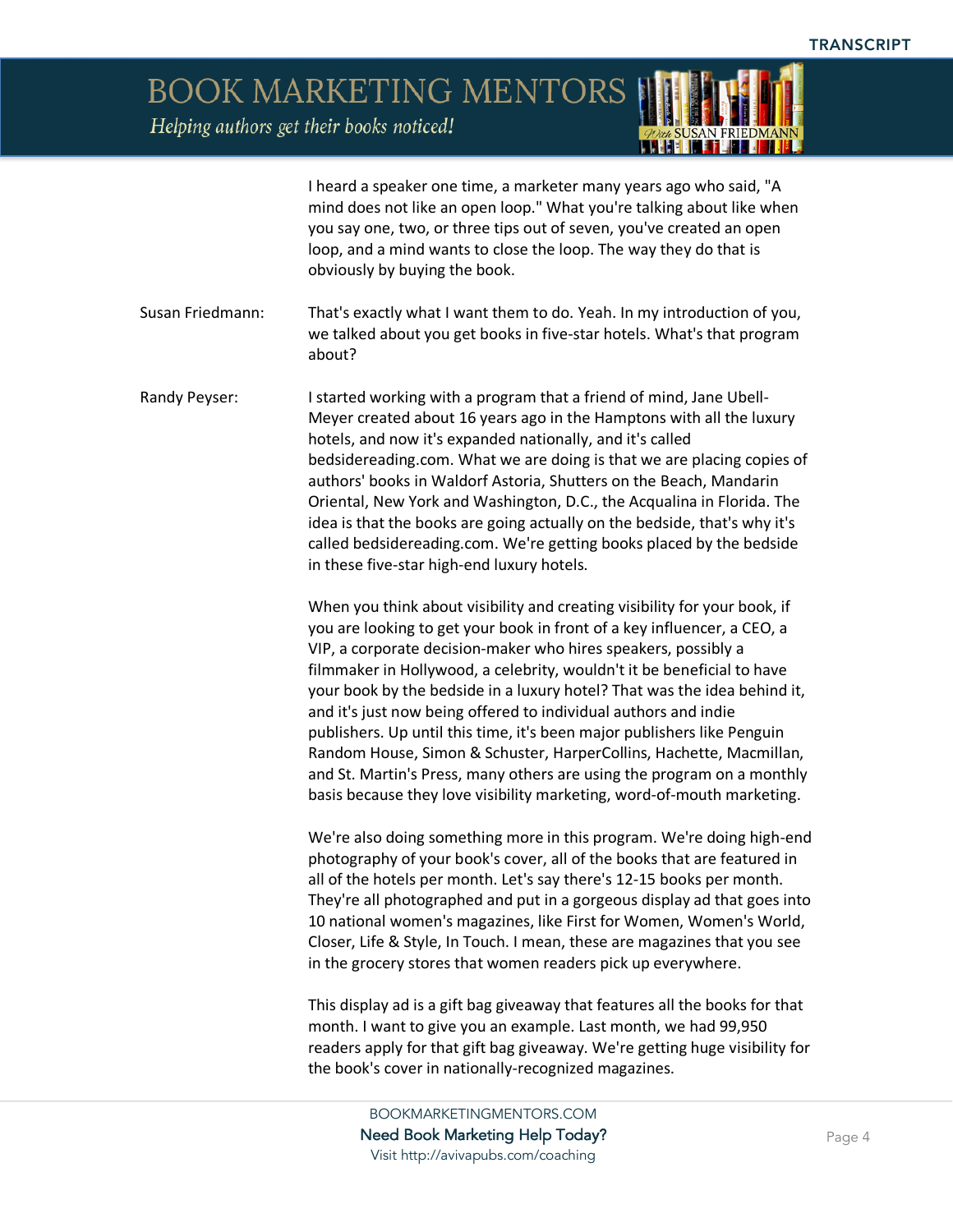I heard a speaker one time, a marketer many years ago who said, "A mind does not like an open loop." What you're talking about like when you say one, two, or three tips out of seven, you've created an open loop, and a mind wants to close the loop. The way they do that is obviously by buying the book.

Susan Friedmann: That's exactly what I want them to do. Yeah. In my introduction of you, we talked about you get books in five-star hotels. What's that program about?

Randy Peyser: I started working with a program that a friend of mind, Jane Ubell-Meyer created about 16 years ago in the Hamptons with all the luxury hotels, and now it's expanded nationally, and it's called bedsidereading.com. What we are doing is that we are placing copies of authors' books in Waldorf Astoria, Shutters on the Beach, Mandarin Oriental, New York and Washington, D.C., the Acqualina in Florida. The idea is that the books are going actually on the bedside, that's why it's called bedsidereading.com. We're getting books placed by the bedside in these five-star high-end luxury hotels.

When you think about visibility and creating visibility for your book, if you are looking to get your book in front of a key influencer, a CEO, a VIP, a corporate decision-maker who hires speakers, possibly a filmmaker in Hollywood, a celebrity, wouldn't it be beneficial to have your book by the bedside in a luxury hotel? That was the idea behind it, and it's just now being offered to individual authors and indie publishers. Up until this time, it's been major publishers like Penguin Random House, Simon & Schuster, HarperCollins, Hachette, Macmillan, and St. Martin's Press, many others are using the program on a monthly basis because they love visibility marketing, word-of-mouth marketing.

We're also doing something more in this program. We're doing high-end photography of your book's cover, all of the books that are featured in all of the hotels per month. Let's say there's 12-15 books per month. They're all photographed and put in a gorgeous display ad that goes into 10 national women's magazines, like First for Women, Women's World, Closer, Life & Style, In Touch. I mean, these are magazines that you see in the grocery stores that women readers pick up everywhere.

This display ad is a gift bag giveaway that features all the books for that month. I want to give you an example. Last month, we had 99,950 readers apply for that gift bag giveaway. We're getting huge visibility for the book's cover in nationally-recognized magazines.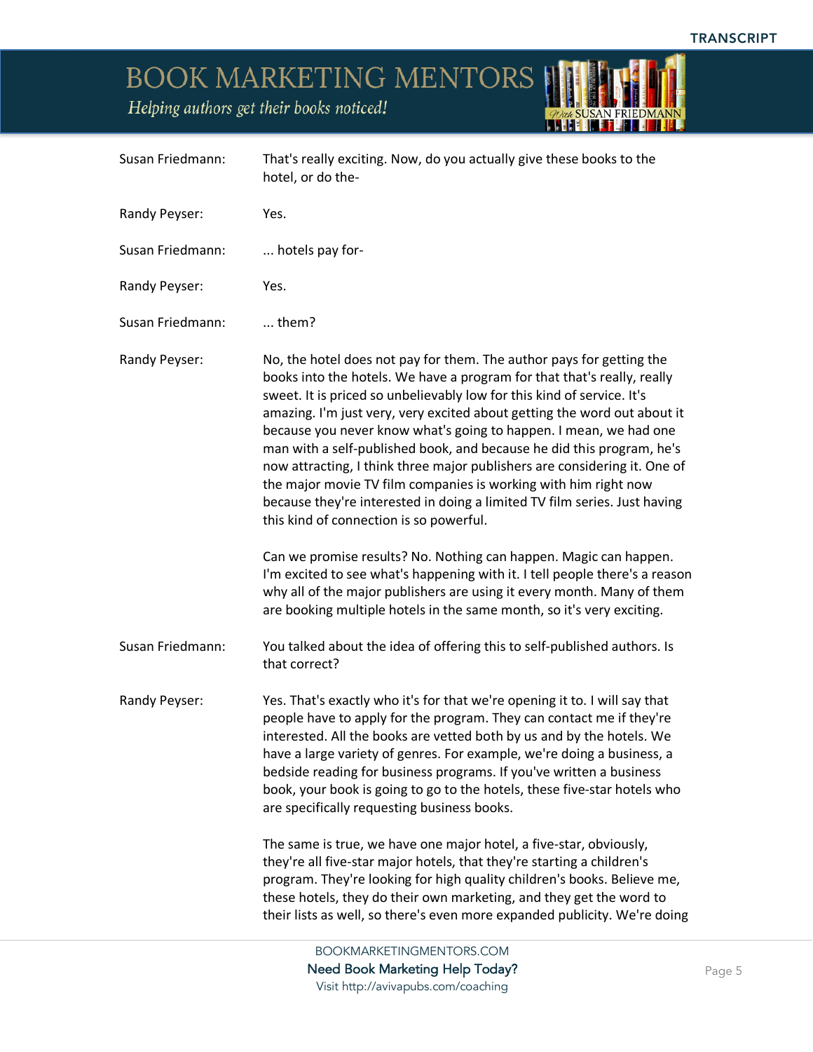Susan Friedmann: That's really exciting. Now, do you actually give these books to the hotel, or do the-

Randy Peyser: Yes.

Susan Friedmann: ... hotels pay for-

Randy Peyser: Yes.

Susan Friedmann: ... them?

Randy Peyser: No, the hotel does not pay for them. The author pays for getting the books into the hotels. We have a program for that that's really, really sweet. It is priced so unbelievably low for this kind of service. It's amazing. I'm just very, very excited about getting the word out about it because you never know what's going to happen. I mean, we had one man with a self-published book, and because he did this program, he's now attracting, I think three major publishers are considering it. One of the major movie TV film companies is working with him right now because they're interested in doing a limited TV film series. Just having this kind of connection is so powerful.

Can we promise results? No. Nothing can happen. Magic can happen. I'm excited to see what's happening with it. I tell people there's a reason why all of the major publishers are using it every month. Many of them are booking multiple hotels in the same month, so it's very exciting.

Susan Friedmann: You talked about the idea of offering this to self-published authors. Is that correct?

Randy Peyser: Yes. That's exactly who it's for that we're opening it to. I will say that people have to apply for the program. They can contact me if they're interested. All the books are vetted both by us and by the hotels. We have a large variety of genres. For example, we're doing a business, a bedside reading for business programs. If you've written a business book, your book is going to go to the hotels, these five-star hotels who are specifically requesting business books.

The same is true, we have one major hotel, a five-star, obviously, they're all five-star major hotels, that they're starting a children's program. They're looking for high quality children's books. Believe me, these hotels, they do their own marketing, and they get the word to their lists as well, so there's even more expanded publicity. We're doing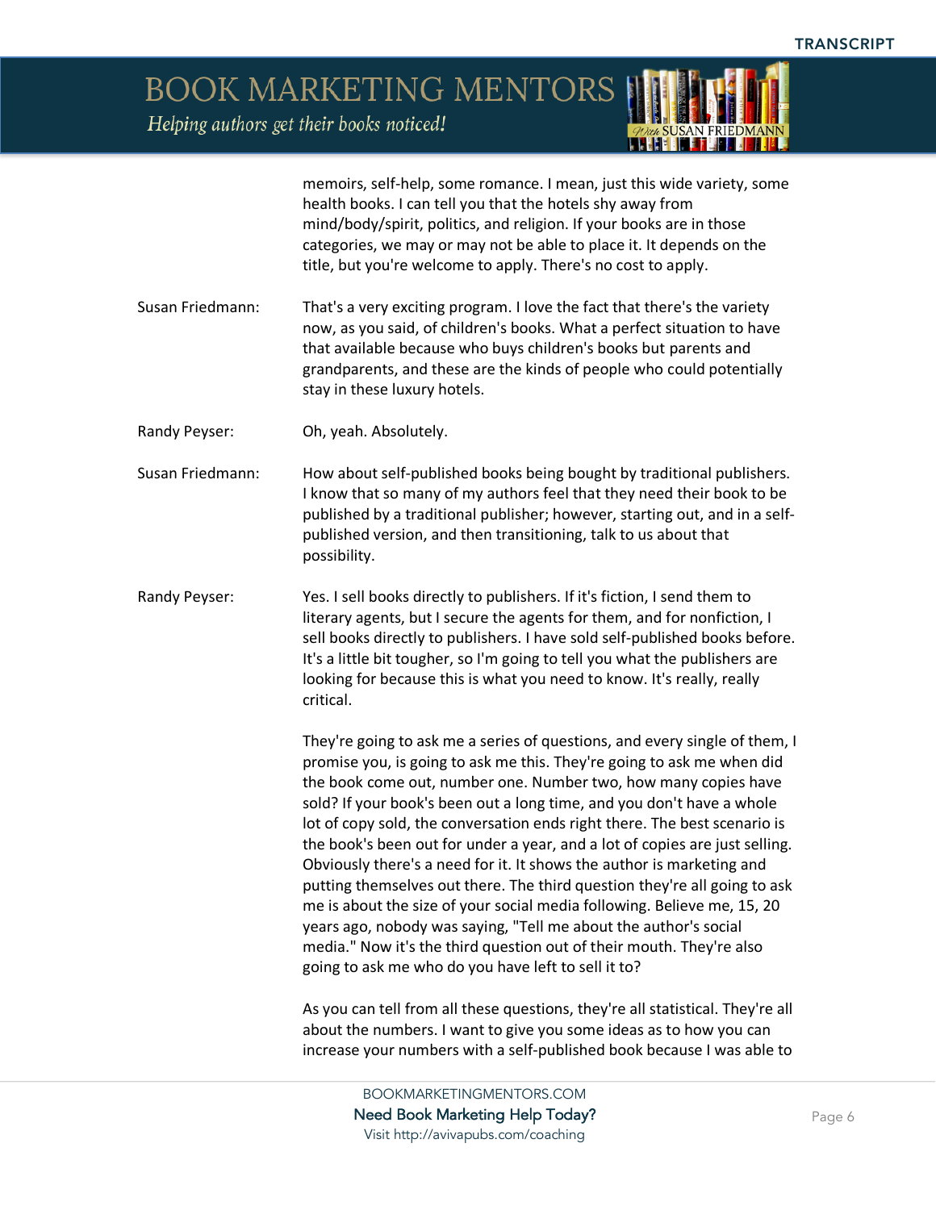memoirs, self-help, some romance. I mean, just this wide variety, some health books. I can tell you that the hotels shy away from mind/body/spirit, politics, and religion. If your books are in those categories, we may or may not be able to place it. It depends on the title, but you're welcome to apply. There's no cost to apply.

**Susan Friedmann:** That's a very exciting program. I love the fact that there's the variety now, as you said, of children's books. What a perfect situation to have that available because who buys children's books but parents and grandparents, and these are the kinds of people who could potentially stay in these luxury hotels.

**Randy Peyser:** Oh, yeah. Absolutely.

**Susan Friedmann:** How about self-published books being bought by traditional publishers. I know that so many of my authors feel that they need their book to be published by a traditional publisher; however, starting out, and in a self-published version, and then transitioning, talk to us about that possibility.

**Randy Peyser:** Yes. I sell books directly to publishers. If it's fiction, I send them to literary agents, but I secure the agents for them, and for nonfiction, I sell books directly to publishers. I have sold self-published books before. It's a little bit tougher, so I'm going to tell you what the publishers are looking for because this is what you need to know. It's really, really critical.

They're going to ask me a series of questions, and every single of them, I promise you, is going to ask me this. They're going to ask me when did the book come out, number one. Number two, how many copies have sold? If your book's been out a long time, and you don't have a whole lot of copy sold, the conversation ends right there. The best scenario is the book's been out for under a year, and a lot of copies are just selling. Obviously there's a need for it. It shows the author is marketing and putting themselves out there. The third question they're all going to ask me is about the size of your social media following. Believe me, 15, 20 years ago, nobody was saying, "Tell me about the author's social media." Now it's the third question out of their mouth. They're also going to ask me who do you have left to sell it to?

As you can tell from all these questions, they're all statistical. They're all about the numbers. I want to give you some ideas as to how you can increase your numbers with a self-published book because I was able to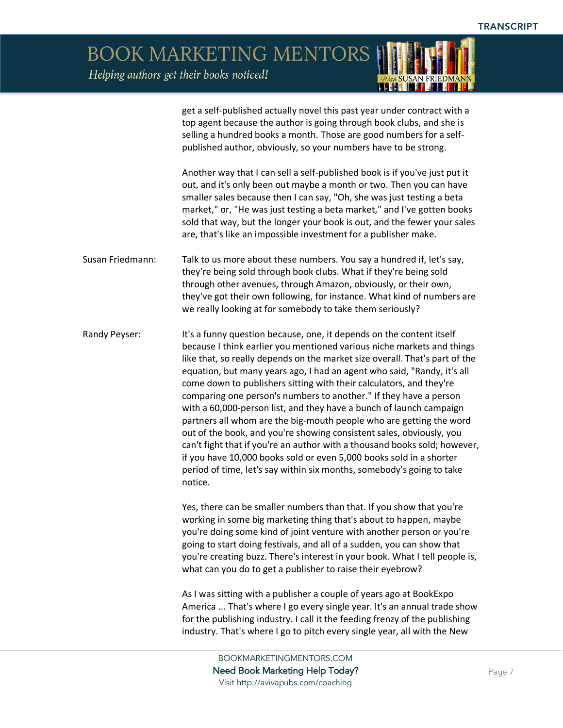get a self-published actually novel this past year under contract with a top agent because the author is going through book clubs, and she is selling a hundred books a month. Those are good numbers for a self-published author, obviously, so your numbers have to be strong.

Another way that I can sell a self-published book is if you've just put it out, and it's only been out maybe a month or two. Then you can have smaller sales because then I can say, "Oh, she was just testing a beta market," or, "He was just testing a beta market," and I've gotten books sold that way, but the longer your book is out, and the fewer your sales are, that's like an impossible investment for a publisher make.

**Susan Friedmann:** Talk to us more about these numbers. You say a hundred if, let's say, they're being sold through book clubs. What if they're being sold through other avenues, through Amazon, obviously, or their own, they've got their own following, for instance. What kind of numbers are we really looking at for somebody to take them seriously?

**Randy Peyser:** It's a funny question because, one, it depends on the content itself because I think earlier you mentioned various niche markets and things like that, so really depends on the market size overall. That's part of the equation, but many years ago, I had an agent who said, "Randy, it's all come down to publishers sitting with their calculators, and they're comparing one person's numbers to another." If they have a person with a 60,000-person list, and they have a bunch of launch campaign partners all whom are the big-mouth people who are getting the word out of the book, and you're showing consistent sales, obviously, you can't fight that if you're an author with a thousand books sold; however, if you have 10,000 books sold or even 5,000 books sold in a shorter period of time, let's say within six months, somebody's going to take notice.

Yes, there can be smaller numbers than that. If you show that you're working in some big marketing thing that's about to happen, maybe you're doing some kind of joint venture with another person or you're going to start doing festivals, and all of a sudden, you can show that you're creating buzz. There's interest in your book. What I tell people is, what can you do to get a publisher to raise their eyebrow?

As I was sitting with a publisher a couple of years ago at BookExpo America ... That's where I go every single year. It's an annual trade show for the publishing industry. I call it the feeding frenzy of the publishing industry. That's where I go to pitch every single year, all with the New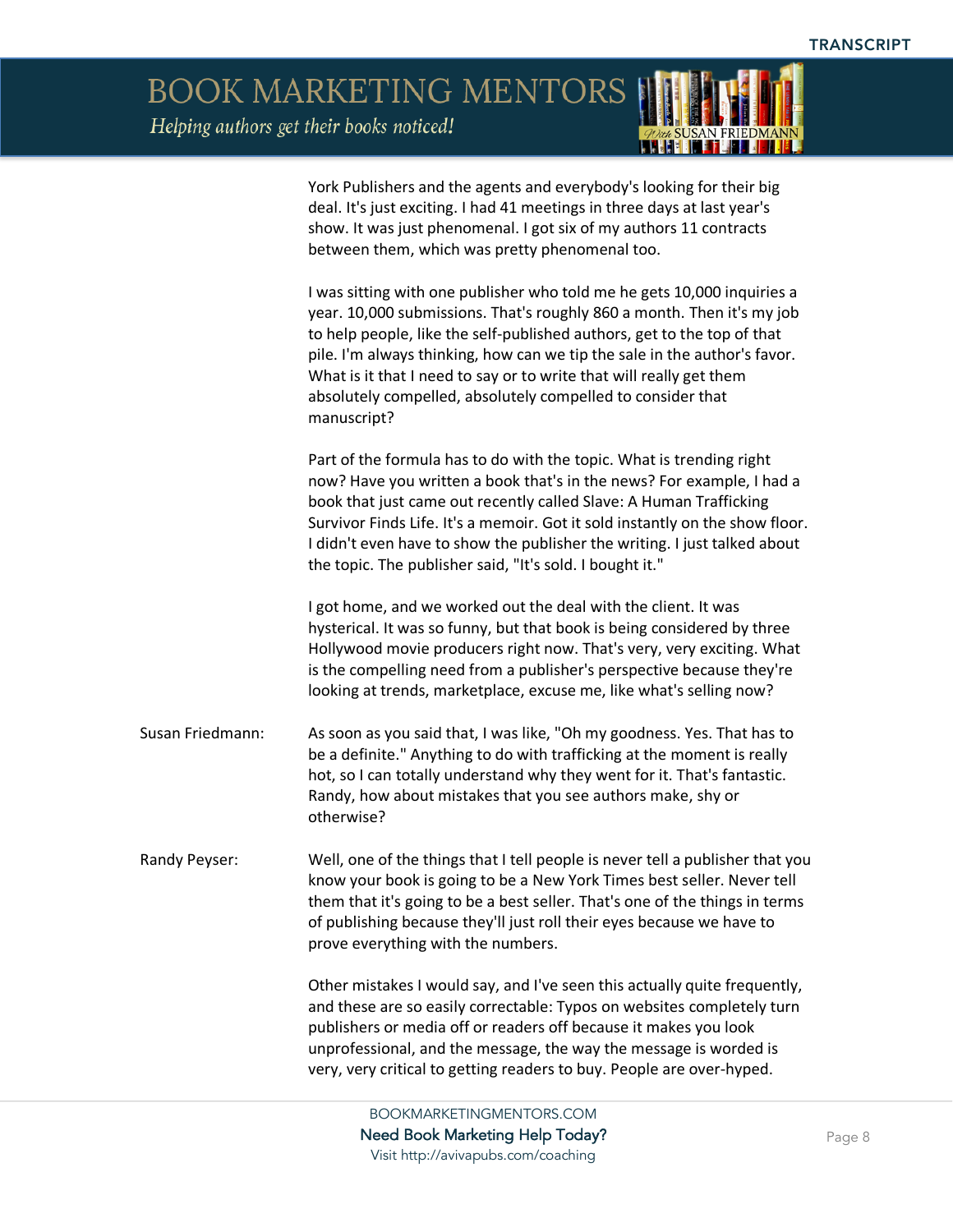York Publishers and the agents and everybody's looking for their big deal. It's just exciting. I had 41 meetings in three days at last year's show. It was just phenomenal. I got six of my authors 11 contracts between them, which was pretty phenomenal too.

I was sitting with one publisher who told me he gets 10,000 inquiries a year. 10,000 submissions. That's roughly 860 a month. Then it's my job to help people, like the self-published authors, get to the top of that pile. I'm always thinking, how can we tip the sale in the author's favor. What is it that I need to say or to write that will really get them absolutely compelled, absolutely compelled to consider that manuscript?

Part of the formula has to do with the topic. What is trending right now? Have you written a book that's in the news? For example, I had a book that just came out recently called Slave: A Human Trafficking Survivor Finds Life. It's a memoir. Got it sold instantly on the show floor. I didn't even have to show the publisher the writing. I just talked about the topic. The publisher said, "It's sold. I bought it."

I got home, and we worked out the deal with the client. It was hysterical. It was so funny, but that book is being considered by three Hollywood movie producers right now. That's very, very exciting. What is the compelling need from a publisher's perspective because they're looking at trends, marketplace, excuse me, like what's selling now?

**Susan Friedmann:** As soon as you said that, I was like, "Oh my goodness. Yes. That has to be a definite." Anything to do with trafficking at the moment is really hot, so I can totally understand why they went for it. That's fantastic. Randy, how about mistakes that you see authors make, shy or otherwise?

**Randy Peyser:** Well, one of the things that I tell people is never tell a publisher that you know your book is going to be a New York Times best seller. Never tell them that it's going to be a best seller. That's one of the things in terms of publishing because they'll just roll their eyes because we have to prove everything with the numbers.

Other mistakes I would say, and I've seen this actually quite frequently, and these are so easily correctable: Typos on websites completely turn publishers or media off or readers off because it makes you look unprofessional, and the message, the way the message is worded is very, very critical to getting readers to buy. People are over-hyped.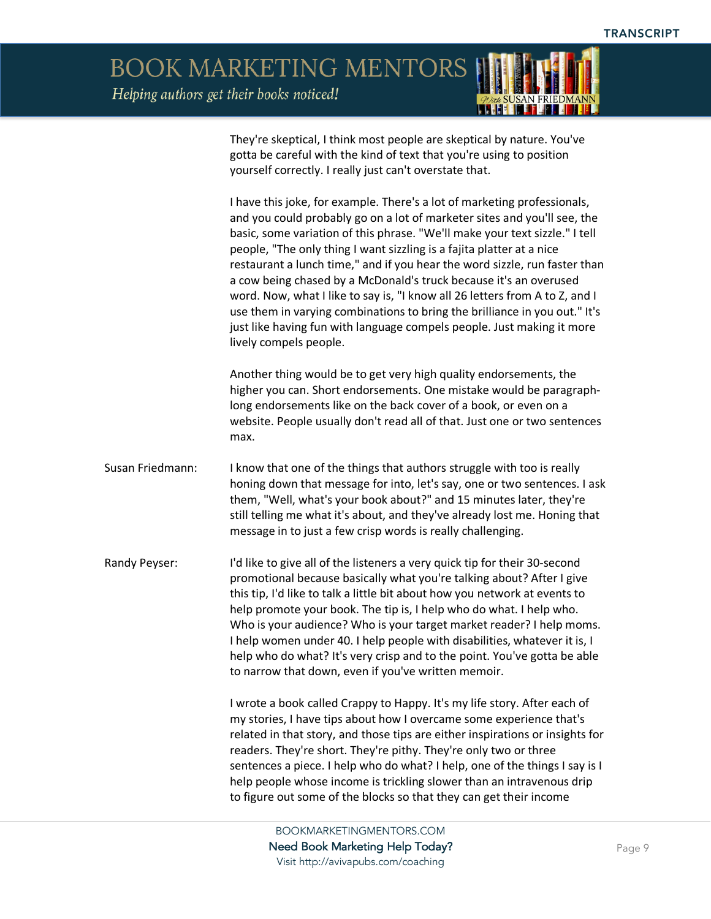They're skeptical, I think most people are skeptical by nature. You've gotta be careful with the kind of text that you're using to position yourself correctly. I really just can't overstate that.

I have this joke, for example. There's a lot of marketing professionals, and you could probably go on a lot of marketer sites and you'll see, the basic, some variation of this phrase. "We'll make your text sizzle." I tell people, "The only thing I want sizzling is a fajita platter at a nice restaurant a lunch time," and if you hear the word sizzle, run faster than a cow being chased by a McDonald's truck because it's an overused word. Now, what I like to say is, "I know all 26 letters from A to Z, and I use them in varying combinations to bring the brilliance in you out." It's just like having fun with language compels people. Just making it more lively compels people.

Another thing would be to get very high quality endorsements, the higher you can. Short endorsements. One mistake would be paragraph-long endorsements like on the back cover of a book, or even on a website. People usually don't read all of that. Just one or two sentences max.

**Susan Friedmann:** I know that one of the things that authors struggle with too is really honing down that message for into, let's say, one or two sentences. I ask them, "Well, what's your book about?" and 15 minutes later, they're still telling me what it's about, and they've already lost me. Honing that message in to just a few crisp words is really challenging.

**Randy Peyser:** I'd like to give all of the listeners a very quick tip for their 30-second promotional because basically what you're talking about? After I give this tip, I'd like to talk a little bit about how you network at events to help promote your book. The tip is, I help who do what. I help who. Who is your audience? Who is your target market reader? I help moms. I help women under 40. I help people with disabilities, whatever it is, I help who do what? It's very crisp and to the point. You've gotta be able to narrow that down, even if you've written memoir.

I wrote a book called Crappy to Happy. It's my life story. After each of my stories, I have tips about how I overcame some experience that's related in that story, and those tips are either inspirations or insights for readers. They're short. They're pithy. They're only two or three sentences a piece. I help who do what? I help, one of the things I say is I help people whose income is trickling slower than an intravenous drip to figure out some of the blocks so that they can get their income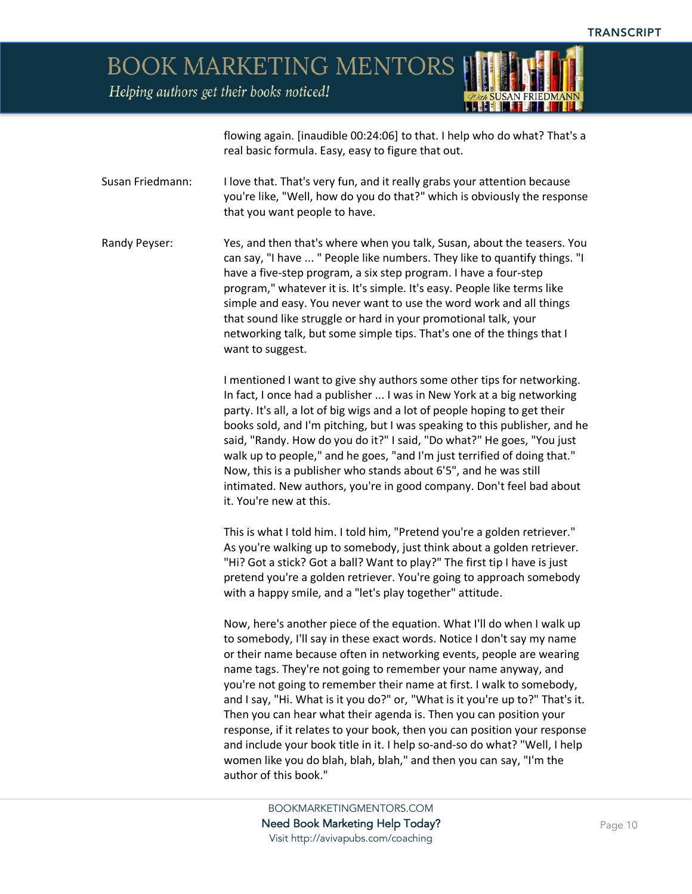flowing again. [inaudible 00:24:06] to that. I help who do what? That's a real basic formula. Easy, easy to figure that out.

Susan Friedmann: I love that. That's very fun, and it really grabs your attention because you're like, "Well, how do you do that?" which is obviously the response that you want people to have.

Randy Peyser: Yes, and then that's where when you talk, Susan, about the teasers. You can say, "I have ... " People like numbers. They like to quantify things. "I have a five-step program, a six step program. I have a four-step program," whatever it is. It's simple. It's easy. People like terms like simple and easy. You never want to use the word work and all things that sound like struggle or hard in your promotional talk, your networking talk, but some simple tips. That's one of the things that I want to suggest.

I mentioned I want to give shy authors some other tips for networking. In fact, I once had a publisher ... I was in New York at a big networking party. It's all, a lot of big wigs and a lot of people hoping to get their books sold, and I'm pitching, but I was speaking to this publisher, and he said, "Randy. How do you do it?" I said, "Do what?" He goes, "You just walk up to people," and he goes, "and I'm just terrified of doing that." Now, this is a publisher who stands about 6'5", and he was still intimated. New authors, you're in good company. Don't feel bad about it. You're new at this.

This is what I told him. I told him, "Pretend you're a golden retriever." As you're walking up to somebody, just think about a golden retriever. "Hi? Got a stick? Got a ball? Want to play?" The first tip I have is just pretend you're a golden retriever. You're going to approach somebody with a happy smile, and a "let's play together" attitude.

Now, here's another piece of the equation. What I'll do when I walk up to somebody, I'll say in these exact words. Notice I don't say my name or their name because often in networking events, people are wearing name tags. They're not going to remember your name anyway, and you're not going to remember their name at first. I walk to somebody, and I say, "Hi. What is it you do?" or, "What is it you're up to?" That's it. Then you can hear what their agenda is. Then you can position your response, if it relates to your book, then you can position your response and include your book title in it. I help so-and-so do what? "Well, I help women like you do blah, blah, blah," and then you can say, "I'm the author of this book."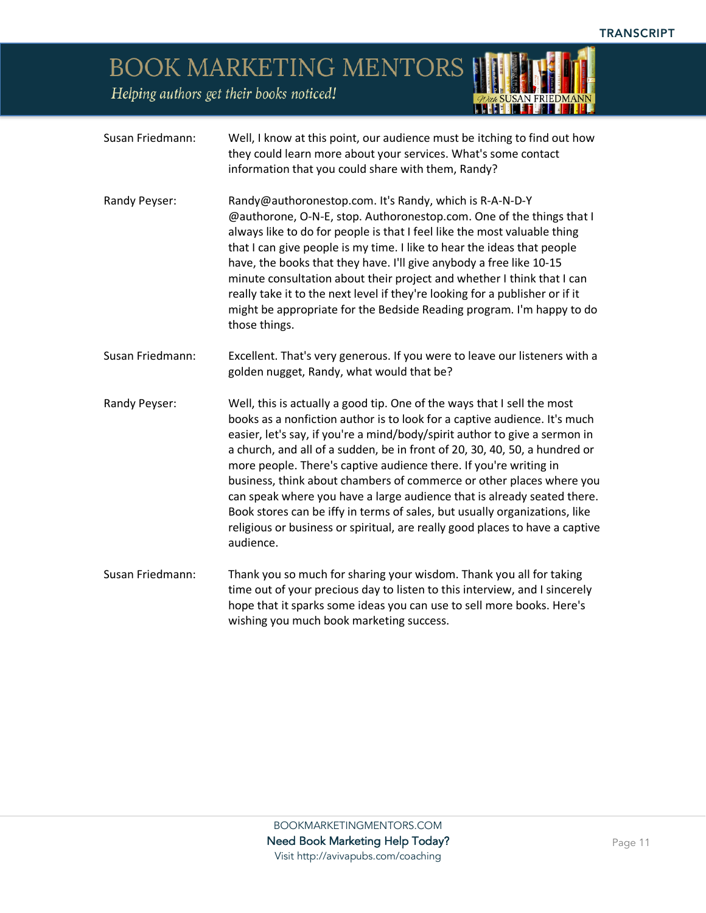**Susan Friedmann:** Well, I know at this point, our audience must be itching to find out how they could learn more about your services. What's some contact information that you could share with them, Randy?

**Randy Peyser:** Randy@authoronestop.com. It's Randy, which is R-A-N-D-Y @authorone, O-N-E, stop. Authoronestop.com. One of the things that I always like to do for people is that I feel like the most valuable thing that I can give people is my time. I like to hear the ideas that people have, the books that they have. I'll give anybody a free like 10-15 minute consultation about their project and whether I think that I can really take it to the next level if they're looking for a publisher or if it might be appropriate for the Bedside Reading program. I'm happy to do those things.

**Susan Friedmann:** Excellent. That's very generous. If you were to leave our listeners with a golden nugget, Randy, what would that be?

**Randy Peyser:** Well, this is actually a good tip. One of the ways that I sell the most books as a nonfiction author is to look for a captive audience. It's much easier, let's say, if you're a mind/body/spirit author to give a sermon in a church, and all of a sudden, be in front of 20, 30, 40, 50, a hundred or more people. There's captive audience there. If you're writing in business, think about chambers of commerce or other places where you can speak where you have a large audience that is already seated there. Book stores can be iffy in terms of sales, but usually organizations, like religious or business or spiritual, are really good places to have a captive audience.

**Susan Friedmann:** Thank you so much for sharing your wisdom. Thank you all for taking time out of your precious day to listen to this interview, and I sincerely hope that it sparks some ideas you can use to sell more books. Here's wishing you much book marketing success.